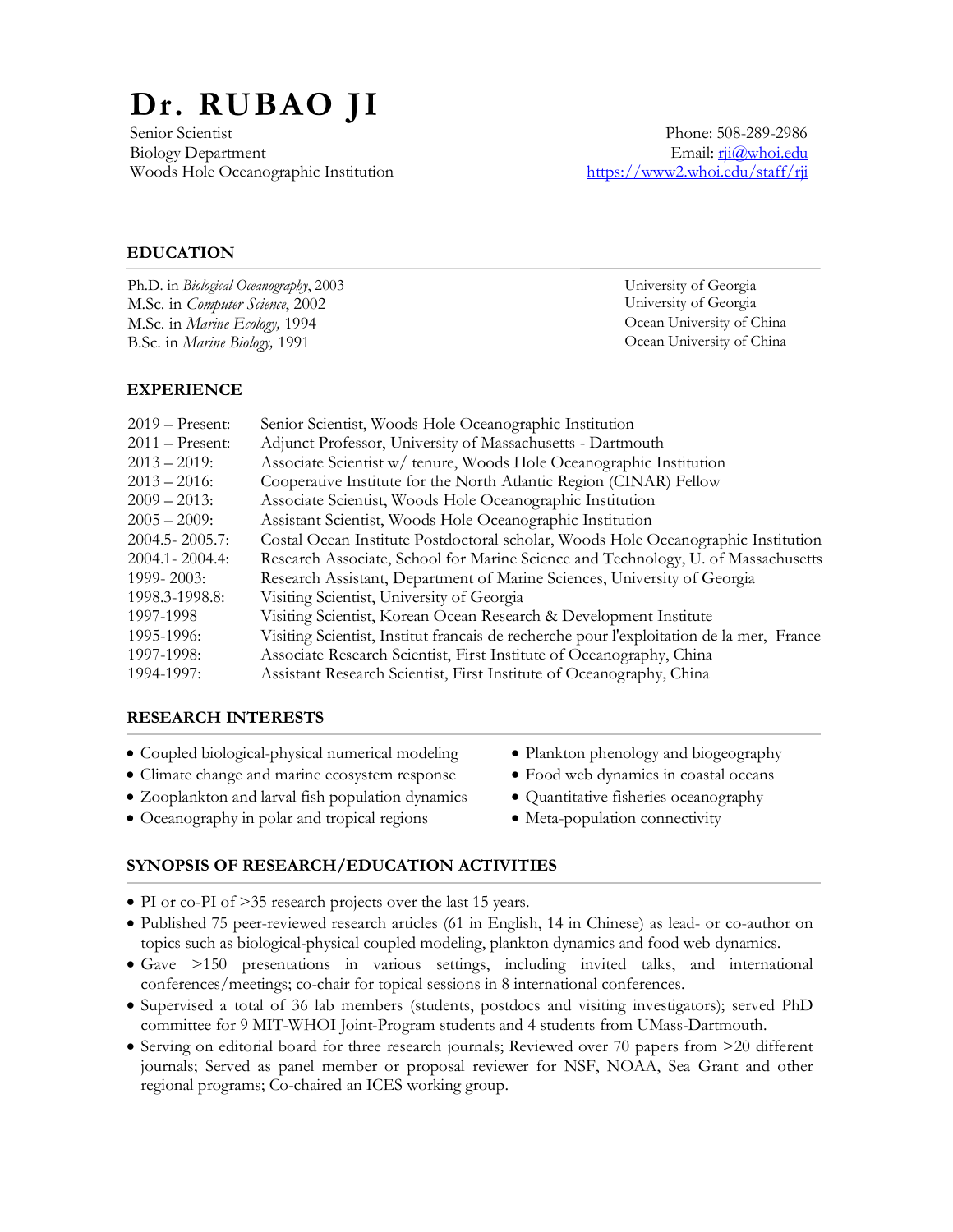# Dr. RUBAO JI

Senior Scientist
Biology Department
Woods Hole Oceanographic Institution

Phone: 508-289-2986
Email: rji@whoi.edu
https://www2.whoi.edu/staff/rji

## EDUCATION

| | |
|---|---|
| Ph.D. in *Biological Oceanography*, 2003 | University of Georgia |
| M.Sc. in *Computer Science*, 2002 | University of Georgia |
| M.Sc. in *Marine Ecology,* 1994 | Ocean University of China |
| B.Sc. in *Marine Biology,* 1991 | Ocean University of China |

## EXPERIENCE

| | |
|---|---|
| 2019 – Present: | Senior Scientist, Woods Hole Oceanographic Institution |
| 2011 – Present: | Adjunct Professor, University of Massachusetts - Dartmouth |
| 2013 – 2019: | Associate Scientist w/ tenure, Woods Hole Oceanographic Institution |
| 2013 – 2016: | Cooperative Institute for the North Atlantic Region (CINAR) Fellow |
| 2009 – 2013: | Associate Scientist, Woods Hole Oceanographic Institution |
| 2005 – 2009: | Assistant Scientist, Woods Hole Oceanographic Institution |
| 2004.5- 2005.7: | Costal Ocean Institute Postdoctoral scholar, Woods Hole Oceanographic Institution |
| 2004.1- 2004.4: | Research Associate, School for Marine Science and Technology, U. of Massachusetts |
| 1999- 2003: | Research Assistant, Department of Marine Sciences, University of Georgia |
| 1998.3-1998.8: | Visiting Scientist, University of Georgia |
| 1997-1998 | Visiting Scientist, Korean Ocean Research & Development Institute |
| 1995-1996: | Visiting Scientist, Institut francais de recherche pour l'exploitation de la mer, France |
| 1997-1998: | Associate Research Scientist, First Institute of Oceanography, China |
| 1994-1997: | Assistant Research Scientist, First Institute of Oceanography, China |

## RESEARCH INTERESTS

- Coupled biological-physical numerical modeling
- Climate change and marine ecosystem response
- Zooplankton and larval fish population dynamics
- Oceanography in polar and tropical regions
- Plankton phenology and biogeography
- Food web dynamics in coastal oceans
- Quantitative fisheries oceanography
- Meta-population connectivity

## SYNOPSIS OF RESEARCH/EDUCATION ACTIVITIES

- PI or co-PI of >35 research projects over the last 15 years.
- Published 75 peer-reviewed research articles (61 in English, 14 in Chinese) as lead- or co-author on topics such as biological-physical coupled modeling, plankton dynamics and food web dynamics.
- Gave >150 presentations in various settings, including invited talks, and international conferences/meetings; co-chair for topical sessions in 8 international conferences.
- Supervised a total of 36 lab members (students, postdocs and visiting investigators); served PhD committee for 9 MIT-WHOI Joint-Program students and 4 students from UMass-Dartmouth.
- Serving on editorial board for three research journals; Reviewed over 70 papers from >20 different journals; Served as panel member or proposal reviewer for NSF, NOAA, Sea Grant and other regional programs; Co-chaired an ICES working group.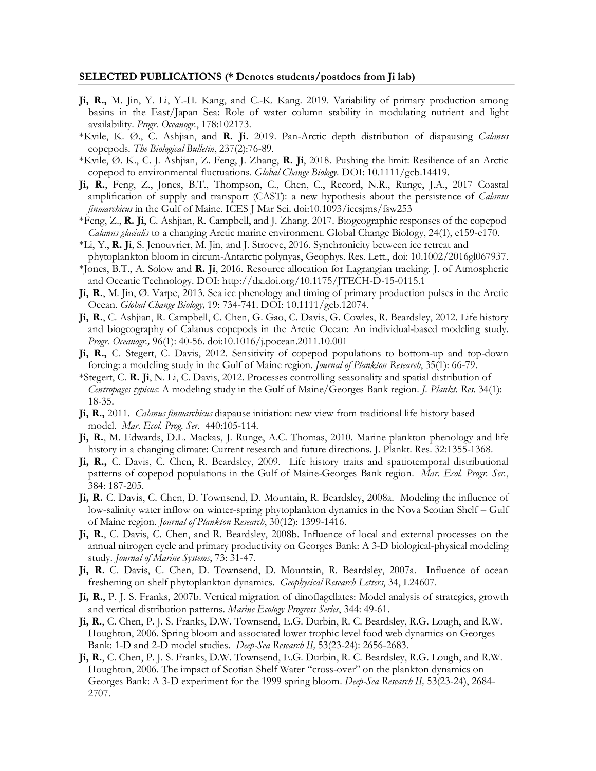**SELECTED PUBLICATIONS (* Denotes students/postdocs from Ji lab)**

**Ji, R.,** M. Jin, Y. Li, Y.-H. Kang, and C.-K. Kang. 2019. Variability of primary production among basins in the East/Japan Sea: Role of water column stability in modulating nutrient and light availability. *Progr. Oceanogr.*, 178:102173.

*Kvile, K. Ø., C. Ashjian, and **R. Ji.** 2019. Pan-Arctic depth distribution of diapausing *Calanus* copepods. *The Biological Bulletin*, 237(2):76-89.

*Kvile, Ø. K., C. J. Ashjian, Z. Feng, J. Zhang, **R. Ji**, 2018. Pushing the limit: Resilience of an Arctic copepod to environmental fluctuations. *Global Change Biology*. DOI: 10.1111/gcb.14419.

**Ji, R.**, Feng, Z., Jones, B.T., Thompson, C., Chen, C., Record, N.R., Runge, J.A., 2017 Coastal amplification of supply and transport (CAST): a new hypothesis about the persistence of *Calanus finmarchicus* in the Gulf of Maine. ICES J Mar Sci. doi:10.1093/icesjms/fsw253

*Feng, Z., **R. Ji**, C. Ashjian, R. Campbell, and J. Zhang. 2017. Biogeographic responses of the copepod *Calanus glacialis* to a changing Arctic marine environment. Global Change Biology, 24(1), e159-e170.

*Li, Y., **R. Ji**, S. Jenouvrier, M. Jin, and J. Stroeve, 2016. Synchronicity between ice retreat and phytoplankton bloom in circum-Antarctic polynyas, Geophys. Res. Lett., doi: 10.1002/2016gl067937.

*Jones, B.T., A. Solow and **R. Ji**, 2016. Resource allocation for Lagrangian tracking. J. of Atmospheric and Oceanic Technology. DOI: http://dx.doi.org/10.1175/JTECH-D-15-0115.1

**Ji, R.**, M. Jin, Ø. Varpe, 2013. Sea ice phenology and timing of primary production pulses in the Arctic Ocean. *Global Change Biology,* 19: 734-741. DOI: 10.1111/gcb.12074.

**Ji, R.**, C. Ashjian, R. Campbell, C. Chen, G. Gao, C. Davis, G. Cowles, R. Beardsley, 2012. Life history and biogeography of Calanus copepods in the Arctic Ocean: An individual-based modeling study. *Progr. Oceanogr.,* 96(1): 40-56. doi:10.1016/j.pocean.2011.10.001

**Ji, R.,** C. Stegert, C. Davis, 2012. Sensitivity of copepod populations to bottom-up and top-down forcing: a modeling study in the Gulf of Maine region. *Journal of Plankton Research*, 35(1): 66-79.

*Stegert, C. **R. Ji**, N. Li, C. Davis, 2012. Processes controlling seasonality and spatial distribution of *Centropages typicus*: A modeling study in the Gulf of Maine/Georges Bank region. *J. Plankt. Res.* 34(1): 18-35.

**Ji, R.,** 2011. *Calanus finmarchicus* diapause initiation: new view from traditional life history based model. *Mar. Ecol. Prog. Ser.* 440:105-114.

**Ji, R.**, M. Edwards, D.L. Mackas, J. Runge, A.C. Thomas, 2010. Marine plankton phenology and life history in a changing climate: Current research and future directions. J. Plankt. Res. 32:1355-1368.

**Ji, R.,** C. Davis, C. Chen, R. Beardsley, 2009. Life history traits and spatiotemporal distributional patterns of copepod populations in the Gulf of Maine-Georges Bank region. *Mar. Ecol. Progr. Ser.*, 384: 187-205.

**Ji, R.** C. Davis, C. Chen, D. Townsend, D. Mountain, R. Beardsley, 2008a. Modeling the influence of low-salinity water inflow on winter-spring phytoplankton dynamics in the Nova Scotian Shelf – Gulf of Maine region. *Journal of Plankton Research*, 30(12): 1399-1416.

**Ji, R.**, C. Davis, C. Chen, and R. Beardsley, 2008b. Influence of local and external processes on the annual nitrogen cycle and primary productivity on Georges Bank: A 3-D biological-physical modeling study. *Journal of Marine Systems*, 73: 31-47.

**Ji, R.** C. Davis, C. Chen, D. Townsend, D. Mountain, R. Beardsley, 2007a. Influence of ocean freshening on shelf phytoplankton dynamics. *Geophysical Research Letters*, 34, L24607.

**Ji, R.**, P. J. S. Franks, 2007b. Vertical migration of dinoflagellates: Model analysis of strategies, growth and vertical distribution patterns. *Marine Ecology Progress Series*, 344: 49-61.

**Ji, R.**, C. Chen, P. J. S. Franks, D.W. Townsend, E.G. Durbin, R. C. Beardsley, R.G. Lough, and R.W. Houghton, 2006. Spring bloom and associated lower trophic level food web dynamics on Georges Bank: 1-D and 2-D model studies. *Deep-Sea Research II,* 53(23-24): 2656-2683.

**Ji, R.**, C. Chen, P. J. S. Franks, D.W. Townsend, E.G. Durbin, R. C. Beardsley, R.G. Lough, and R.W. Houghton, 2006. The impact of Scotian Shelf Water "cross-over" on the plankton dynamics on Georges Bank: A 3-D experiment for the 1999 spring bloom. *Deep-Sea Research II,* 53(23-24), 2684-2707.